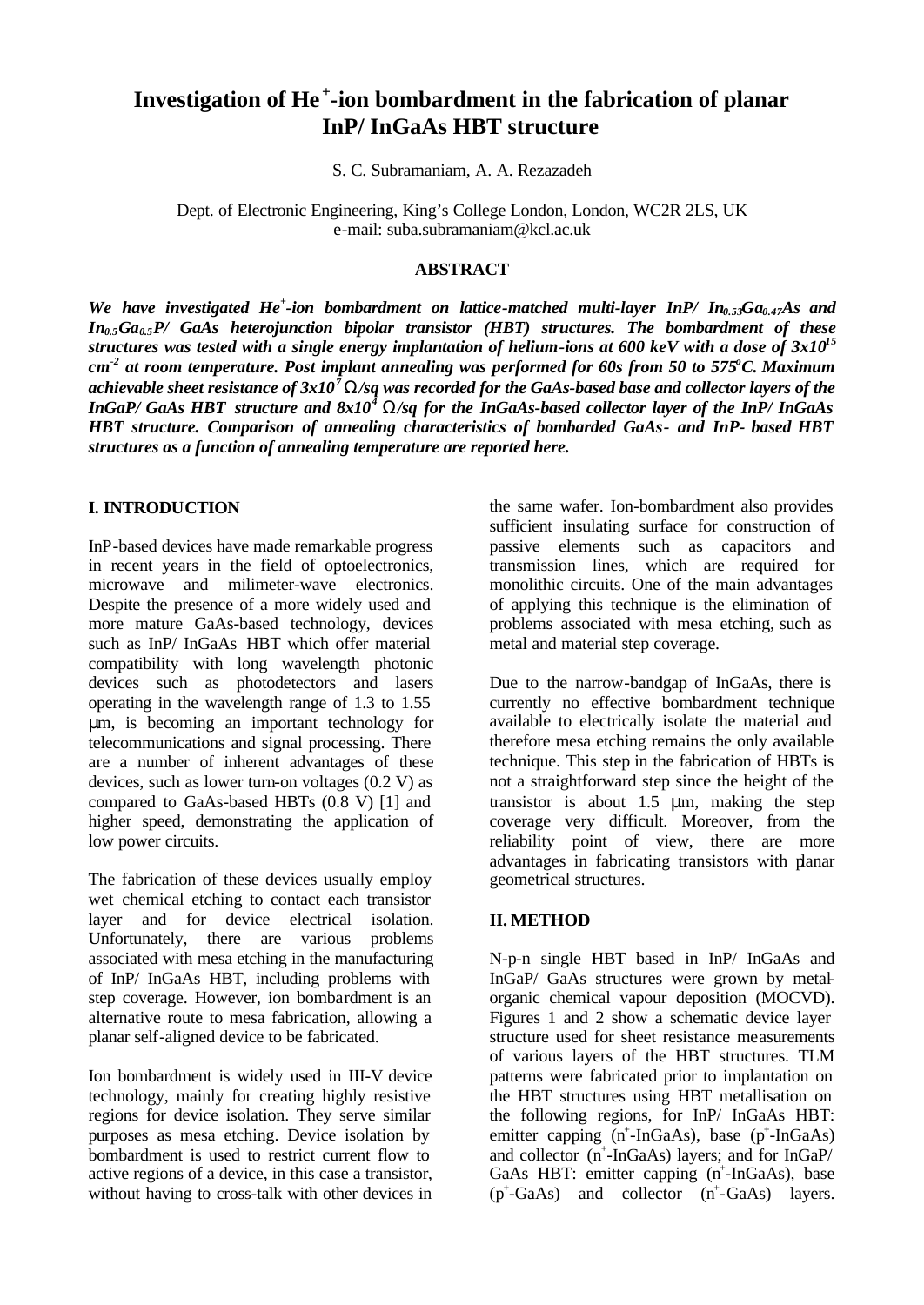# Investigation of $He^+$-ion bombardment in the fabrication of planar InP/ InGaAs HBT structure

S. C. Subramaniam, A. A. Rezazadeh

Dept. of Electronic Engineering, King's College London, London, WC2R 2LS, UK
e-mail: suba.subramaniam@kcl.ac.uk

## ABSTRACT

***We have investigated $He^+$-ion bombardment on lattice-matched multi-layer InP/ $In_{0.53}Ga_{0.47}As$ and $In_{0.5}Ga_{0.5}P$/ GaAs heterojunction bipolar transistor (HBT) structures. The bombardment of these structures was tested with a single energy implantation of helium-ions at 600 keV with a dose of $3x10^{15}$ $cm^{-2}$ at room temperature. Post implant annealing was performed for 60s from 50 to 575°C. Maximum achievable sheet resistance of $3x10^7$ Ω/sq was recorded for the GaAs-based base and collector layers of the InGaP/ GaAs HBT structure and $8x10^4$ Ω/sq for the InGaAs-based collector layer of the InP/ InGaAs HBT structure. Comparison of annealing characteristics of bombarded GaAs- and InP- based HBT structures as a function of annealing temperature are reported here.***

## I. INTRODUCTION

InP-based devices have made remarkable progress in recent years in the field of optoelectronics, microwave and milimeter-wave electronics. Despite the presence of a more widely used and more mature GaAs-based technology, devices such as InP/ InGaAs HBT which offer material compatibility with long wavelength photonic devices such as photodetectors and lasers operating in the wavelength range of 1.3 to 1.55 μm, is becoming an important technology for telecommunications and signal processing. There are a number of inherent advantages of these devices, such as lower turn-on voltages (0.2 V) as compared to GaAs-based HBTs (0.8 V) [1] and higher speed, demonstrating the application of low power circuits.

The fabrication of these devices usually employ wet chemical etching to contact each transistor layer and for device electrical isolation. Unfortunately, there are various problems associated with mesa etching in the manufacturing of InP/ InGaAs HBT, including problems with step coverage. However, ion bombardment is an alternative route to mesa fabrication, allowing a planar self-aligned device to be fabricated.

Ion bombardment is widely used in III-V device technology, mainly for creating highly resistive regions for device isolation. They serve similar purposes as mesa etching. Device isolation by bombardment is used to restrict current flow to active regions of a device, in this case a transistor, without having to cross-talk with other devices in the same wafer. Ion-bombardment also provides sufficient insulating surface for construction of passive elements such as capacitors and transmission lines, which are required for monolithic circuits. One of the main advantages of applying this technique is the elimination of problems associated with mesa etching, such as metal and material step coverage.

Due to the narrow-bandgap of InGaAs, there is currently no effective bombardment technique available to electrically isolate the material and therefore mesa etching remains the only available technique. This step in the fabrication of HBTs is not a straightforward step since the height of the transistor is about 1.5 μm, making the step coverage very difficult. Moreover, from the reliability point of view, there are more advantages in fabricating transistors with planar geometrical structures.

## II. METHOD

N-p-n single HBT based in InP/ InGaAs and InGaP/ GaAs structures were grown by metal-organic chemical vapour deposition (MOCVD). Figures 1 and 2 show a schematic device layer structure used for sheet resistance measurements of various layers of the HBT structures. TLM patterns were fabricated prior to implantation on the HBT structures using HBT metallisation on the following regions, for InP/ InGaAs HBT: emitter capping ($n^+$-InGaAs), base ($p^+$-InGaAs) and collector ($n^+$-InGaAs) layers; and for InGaP/ GaAs HBT: emitter capping ($n^+$-InGaAs), base ($p^+$-GaAs) and collector ($n^+$-GaAs) layers.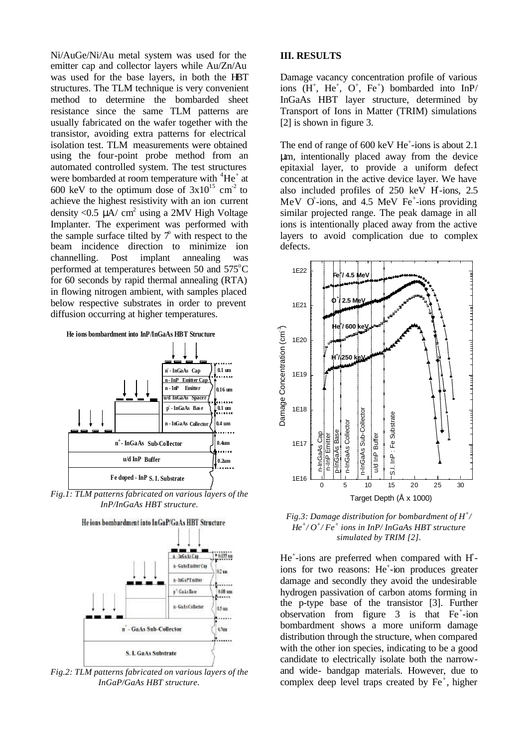Ni/AuGe/Ni/Au metal system was used for the emitter cap and collector layers while Au/Zn/Au was used for the base layers, in both the HBT structures. The TLM technique is very convenient method to determine the bombarded sheet resistance since the same TLM patterns are usually fabricated on the wafer together with the transistor, avoiding extra patterns for electrical isolation test. TLM measurements were obtained using the four-point probe method from an automated controlled system. The test structures were bombarded at room temperature with $^4He^+$ at 600 keV to the optimum dose of $3x10^{15}$ $cm^{-2}$ to achieve the highest resistivity with an ion current density <0.5 µA/ $cm^2$ using a 2MV High Voltage Implanter. The experiment was performed with the sample surface tilted by 7° with respect to the beam incidence direction to minimize ion channelling. Post implant annealing was performed at temperatures between 50 and 575°C for 60 seconds by rapid thermal annealing (RTA) in flowing nitrogen ambient, with samples placed below respective substrates in order to prevent diffusion occurring at higher temperatures.

*Fig.1: TLM patterns fabricated on various layers of the InP/InGaAs HBT structure.*

*Fig.2: TLM patterns fabricated on various layers of the InGaP/GaAs HBT structure.*

## III. RESULTS

Damage vacancy concentration profile of various ions ($H^+$, $He^+$, $O^+$, $Fe^+$) bombarded into InP/ InGaAs HBT layer structure, determined by Transport of Ions in Matter (TRIM) simulations [2] is shown in figure 3.

The end of range of 600 keV $He^+$-ions is about 2.1 µm, intentionally placed away from the device epitaxial layer, to provide a uniform defect concentration in the active device layer. We have also included profiles of 250 keV $H^+$-ions, 2.5 MeV $O^+$-ions, and 4.5 MeV $Fe^+$-ions providing similar projected range. The peak damage in all ions is intentionally placed away from the active layers to avoid complication due to complex defects.

*Fig.3: Damage distribution for bombardment of $H^+$/ $He^+$/ $O^+$/ $Fe^+$ ions in InP/ InGaAs HBT structure simulated by TRIM [2].*

$He^+$-ions are preferred when compared with $H^+$-ions for two reasons: $He^+$-ion produces greater damage and secondly they avoid the undesirable hydrogen passivation of carbon atoms forming in the p-type base of the transistor [3]. Further observation from figure 3 is that $Fe^+$-ion bombardment shows a more uniform damage distribution through the structure, when compared with the other ion species, indicating to be a good candidate to electrically isolate both the narrow- and wide- bandgap materials. However, due to complex deep level traps created by $Fe^+$, higher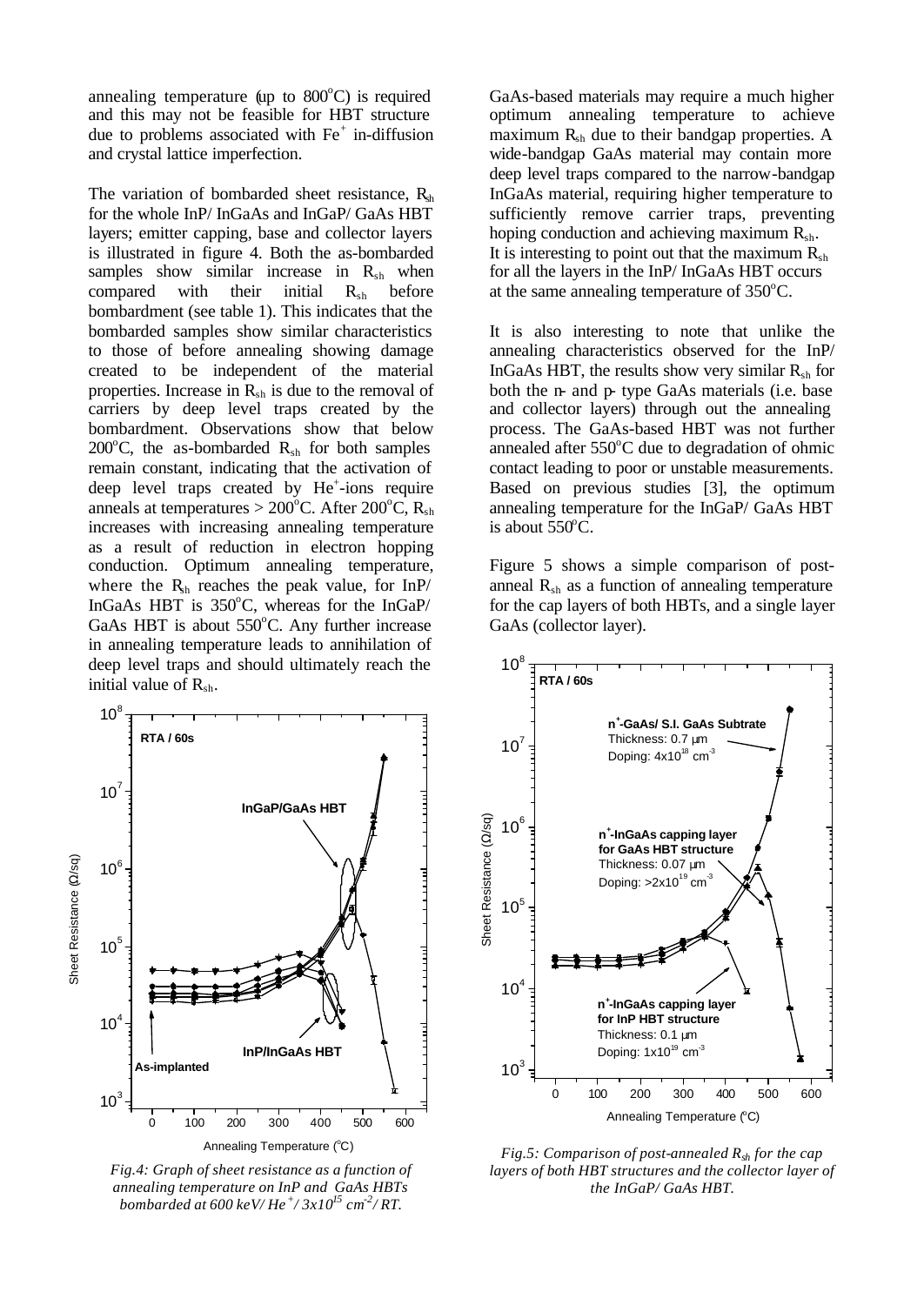annealing temperature (up to 800°C) is required and this may not be feasible for HBT structure due to problems associated with $Fe^{+}$ in-diffusion and crystal lattice imperfection.

The variation of bombarded sheet resistance, $R_{sh}$ for the whole InP/ InGaAs and InGaP/ GaAs HBT layers; emitter capping, base and collector layers is illustrated in figure 4. Both the as-bombarded samples show similar increase in $R_{sh}$ when compared with their initial $R_{sh}$ before bombardment (see table 1). This indicates that the bombarded samples show similar characteristics to those of before annealing showing damage created to be independent of the material properties. Increase in $R_{sh}$ is due to the removal of carriers by deep level traps created by the bombardment. Observations show that below 200°C, the as-bombarded $R_{sh}$ for both samples remain constant, indicating that the activation of deep level traps created by $He^{+}$-ions require anneals at temperatures > 200°C. After 200°C, $R_{sh}$ increases with increasing annealing temperature as a result of reduction in electron hopping conduction. Optimum annealing temperature, where the $R_{sh}$ reaches the peak value, for InP/ InGaAs HBT is 350°C, whereas for the InGaP/ GaAs HBT is about 550°C. Any further increase in annealing temperature leads to annihilation of deep level traps and should ultimately reach the initial value of $R_{sh}$.

*Fig.4: Graph of sheet resistance as a function of annealing temperature on InP and GaAs HBTs bombarded at 600 keV/ $He^{+}$/ $3x10^{15}$ $cm^{-2}$/ RT.*

GaAs-based materials may require a much higher optimum annealing temperature to achieve maximum $R_{sh}$ due to their bandgap properties. A wide-bandgap GaAs material may contain more deep level traps compared to the narrow-bandgap InGaAs material, requiring higher temperature to sufficiently remove carrier traps, preventing hoping conduction and achieving maximum $R_{sh}$. It is interesting to point out that the maximum $R_{sh}$ for all the layers in the InP/ InGaAs HBT occurs at the same annealing temperature of 350°C.

It is also interesting to note that unlike the annealing characteristics observed for the InP/ InGaAs HBT, the results show very similar $R_{sh}$ for both the n- and p- type GaAs materials (i.e. base and collector layers) through out the annealing process. The GaAs-based HBT was not further annealed after 550°C due to degradation of ohmic contact leading to poor or unstable measurements. Based on previous studies [3], the optimum annealing temperature for the InGaP/ GaAs HBT is about 550°C.

Figure 5 shows a simple comparison of post-anneal $R_{sh}$ as a function of annealing temperature for the cap layers of both HBTs, and a single layer GaAs (collector layer).

*Fig.5: Comparison of post-annealed $R_{sh}$ for the cap layers of both HBT structures and the collector layer of the InGaP/ GaAs HBT.*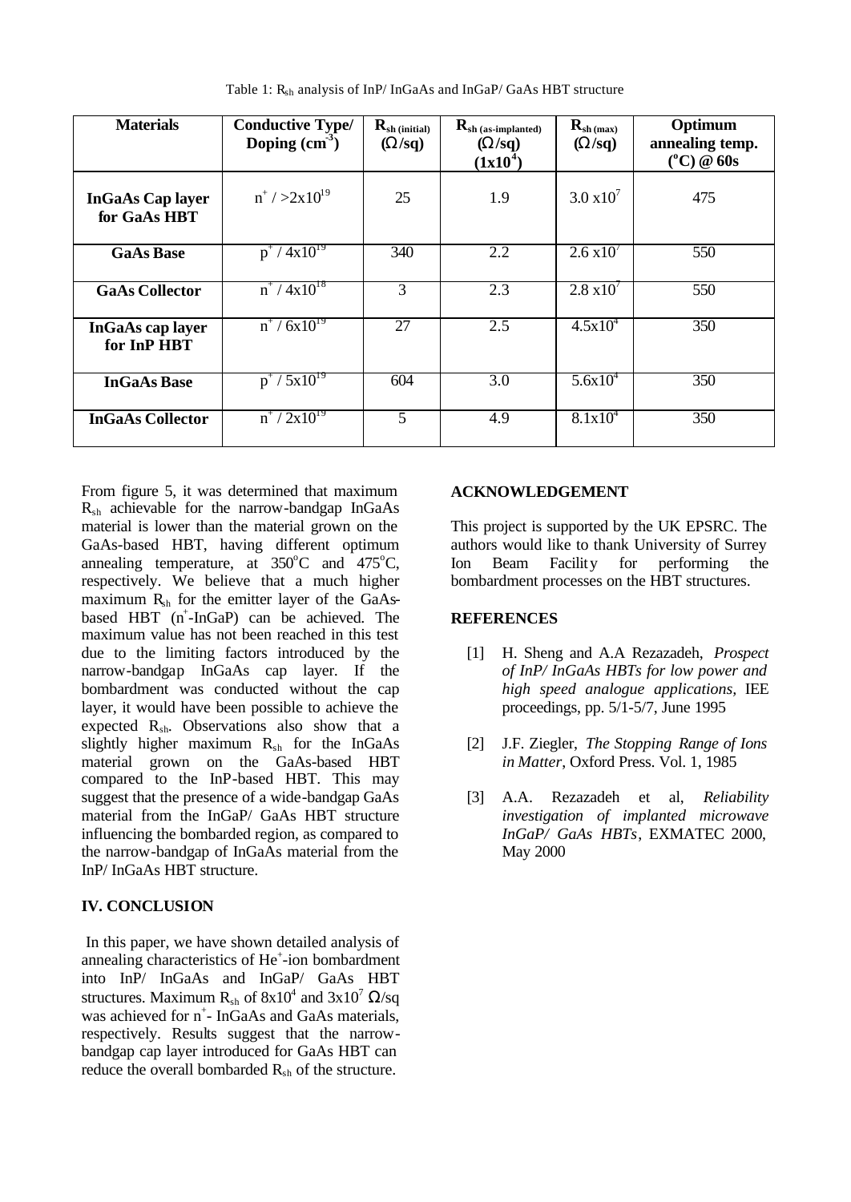Table 1: $R_{sh}$ analysis of InP/ InGaAs and InGaP/ GaAs HBT structure

| **Materials** | **Conductive Type/ Doping ($cm^{-3}$)** | **$R_{sh\ (initial)}$ ($\Omega$/sq)** | **$R_{sh\ (as\text{-}implanted)}$ ($\Omega$/sq) ($1x10^4$)** | **$R_{sh\ (max)}$ ($\Omega$/sq)** | **Optimum annealing temp. ($^oC$) @ 60s** |
|---|---|---|---|---|---|
| **InGaAs Cap layer for GaAs HBT** | $n^+$ / $>2x10^{19}$ | 25 | 1.9 | $3.0\ x10^7$ | 475 |
| **GaAs Base** | $p^+$ / $4x10^{19}$ | 340 | 2.2 | $2.6\ x10^7$ | 550 |
| **GaAs Collector** | $n^+$ / $4x10^{18}$ | 3 | 2.3 | $2.8\ x10^7$ | 550 |
| **InGaAs cap layer for InP HBT** | $n^+$ / $6x10^{19}$ | 27 | 2.5 | $4.5x10^4$ | 350 |
| **InGaAs Base** | $p^+$ / $5x10^{19}$ | 604 | 3.0 | $5.6x10^4$ | 350 |
| **InGaAs Collector** | $n^+$ / $2x10^{19}$ | 5 | 4.9 | $8.1x10^4$ | 350 |

From figure 5, it was determined that maximum $R_{sh}$ achievable for the narrow-bandgap InGaAs material is lower than the material grown on the GaAs-based HBT, having different optimum annealing temperature, at $350^oC$ and $475^oC$, respectively. We believe that a much higher maximum $R_{sh}$ for the emitter layer of the GaAs-based HBT ($n^+$-InGaP) can be achieved. The maximum value has not been reached in this test due to the limiting factors introduced by the narrow-bandgap InGaAs cap layer. If the bombardment was conducted without the cap layer, it would have been possible to achieve the expected $R_{sh}$. Observations also show that a slightly higher maximum $R_{sh}$ for the InGaAs material grown on the GaAs-based HBT compared to the InP-based HBT. This may suggest that the presence of a wide-bandgap GaAs material from the InGaP/ GaAs HBT structure influencing the bombarded region, as compared to the narrow-bandgap of InGaAs material from the InP/ InGaAs HBT structure.

## IV. CONCLUSION

In this paper, we have shown detailed analysis of annealing characteristics of $He^+$-ion bombardment into InP/ InGaAs and InGaP/ GaAs HBT structures. Maximum $R_{sh}$ of $8x10^4$ and $3x10^7$ $\Omega$/sq was achieved for $n^+$- InGaAs and GaAs materials, respectively. Results suggest that the narrow-bandgap cap layer introduced for GaAs HBT can reduce the overall bombarded $R_{sh}$ of the structure.

## ACKNOWLEDGEMENT

This project is supported by the UK EPSRC. The authors would like to thank University of Surrey Ion Beam Facility for performing the bombardment processes on the HBT structures.

## REFERENCES

[1] H. Sheng and A.A Rezazadeh, *Prospect of InP/ InGaAs HBTs for low power and high speed analogue applications*, IEE proceedings, pp. 5/1-5/7, June 1995

[2] J.F. Ziegler, *The Stopping Range of Ions in Matter*, Oxford Press. Vol. 1, 1985

[3] A.A. Rezazadeh et al, *Reliability investigation of implanted microwave InGaP/ GaAs HBTs*, EXMATEC 2000, May 2000